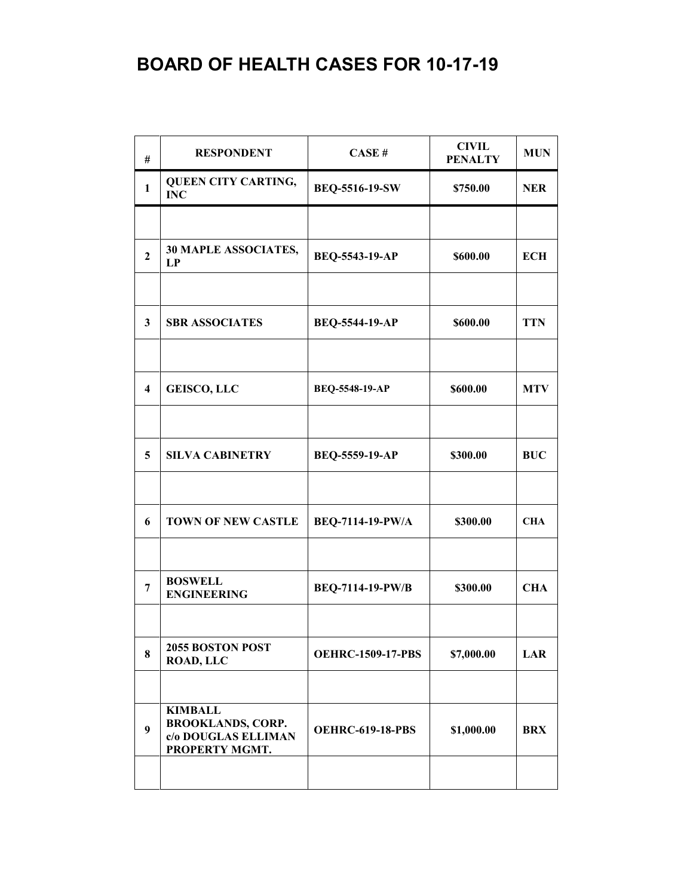# BOARD OF HEALTH CASES FOR 10-17-19

| # | RESPONDENT | CASE # | CIVIL PENALTY | MUN |
|---|---|---|---|---|
| 1 | QUEEN CITY CARTING, INC | BEQ-5516-19-SW | $750.00 | NER |
| | | | | |
| 2 | 30 MAPLE ASSOCIATES, LP | BEQ-5543-19-AP | $600.00 | ECH |
| | | | | |
| 3 | SBR ASSOCIATES | BEQ-5544-19-AP | $600.00 | TTN |
| | | | | |
| 4 | GEISCO, LLC | BEQ-5548-19-AP | $600.00 | MTV |
| | | | | |
| 5 | SILVA CABINETRY | BEQ-5559-19-AP | $300.00 | BUC |
| | | | | |
| 6 | TOWN OF NEW CASTLE | BEQ-7114-19-PW/A | $300.00 | CHA |
| | | | | |
| 7 | BOSWELL ENGINEERING | BEQ-7114-19-PW/B | $300.00 | CHA |
| | | | | |
| 8 | 2055 BOSTON POST ROAD, LLC | OEHRC-1509-17-PBS | $7,000.00 | LAR |
| | | | | |
| 9 | KIMBALL BROOKLANDS, CORP. c/o DOUGLAS ELLIMAN PROPERTY MGMT. | OEHRC-619-18-PBS | $1,000.00 | BRX |
| | | | | |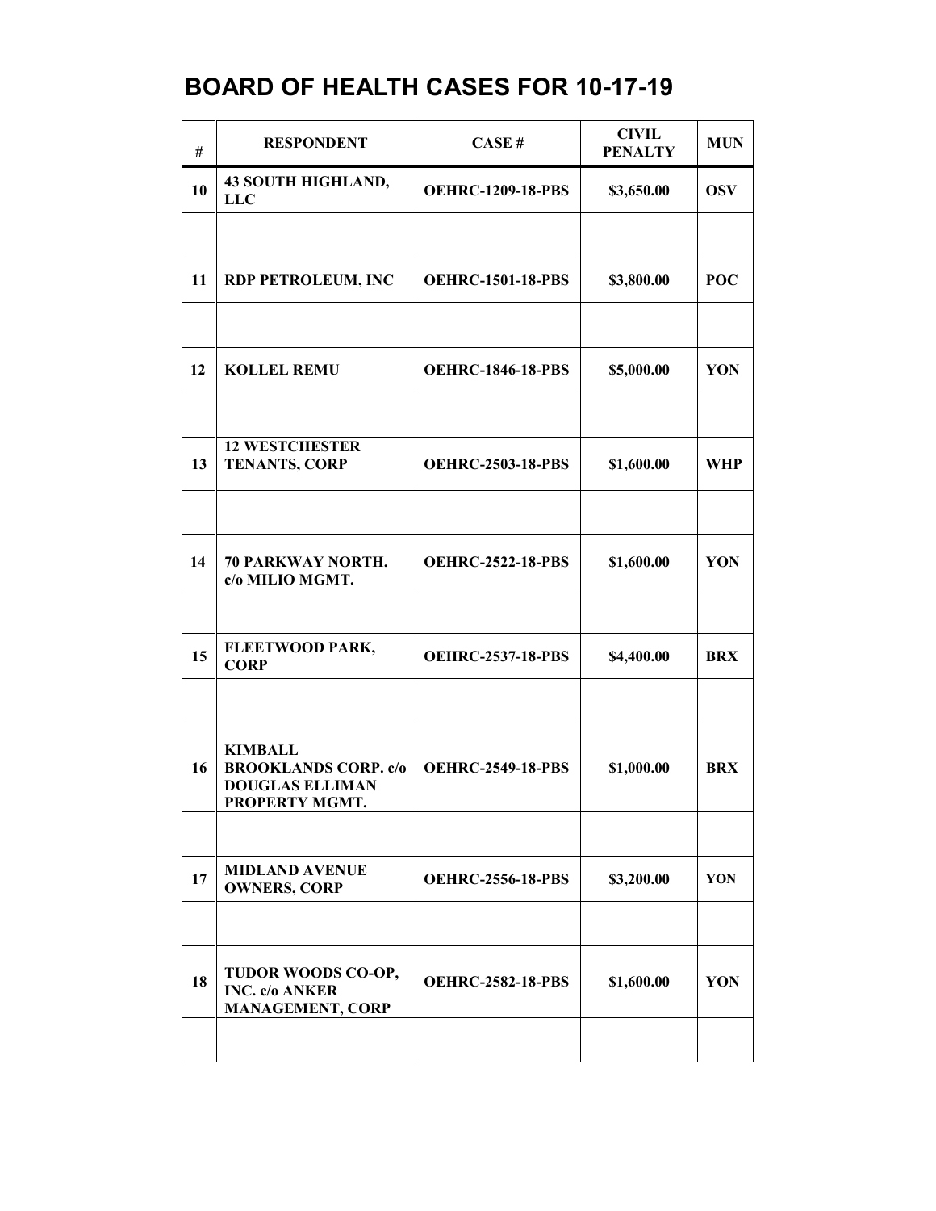# BOARD OF HEALTH CASES FOR 10-17-19

| # | RESPONDENT | CASE # | CIVIL PENALTY | MUN |
|---|---|---|---|---|
| 10 | 43 SOUTH HIGHLAND, LLC | OEHRC-1209-18-PBS | \$3,650.00 | OSV |
| | | | | |
| 11 | RDP PETROLEUM, INC | OEHRC-1501-18-PBS | \$3,800.00 | POC |
| | | | | |
| 12 | KOLLEL REMU | OEHRC-1846-18-PBS | \$5,000.00 | YON |
| | | | | |
| 13 | 12 WESTCHESTER TENANTS, CORP | OEHRC-2503-18-PBS | \$1,600.00 | WHP |
| | | | | |
| 14 | 70 PARKWAY NORTH. c/o MILIO MGMT. | OEHRC-2522-18-PBS | \$1,600.00 | YON |
| | | | | |
| 15 | FLEETWOOD PARK, CORP | OEHRC-2537-18-PBS | \$4,400.00 | BRX |
| | | | | |
| 16 | KIMBALL BROOKLANDS CORP. c/o DOUGLAS ELLIMAN PROPERTY MGMT. | OEHRC-2549-18-PBS | \$1,000.00 | BRX |
| | | | | |
| 17 | MIDLAND AVENUE OWNERS, CORP | OEHRC-2556-18-PBS | \$3,200.00 | YON |
| | | | | |
| 18 | TUDOR WOODS CO-OP, INC. c/o ANKER MANAGEMENT, CORP | OEHRC-2582-18-PBS | \$1,600.00 | YON |
| | | | | |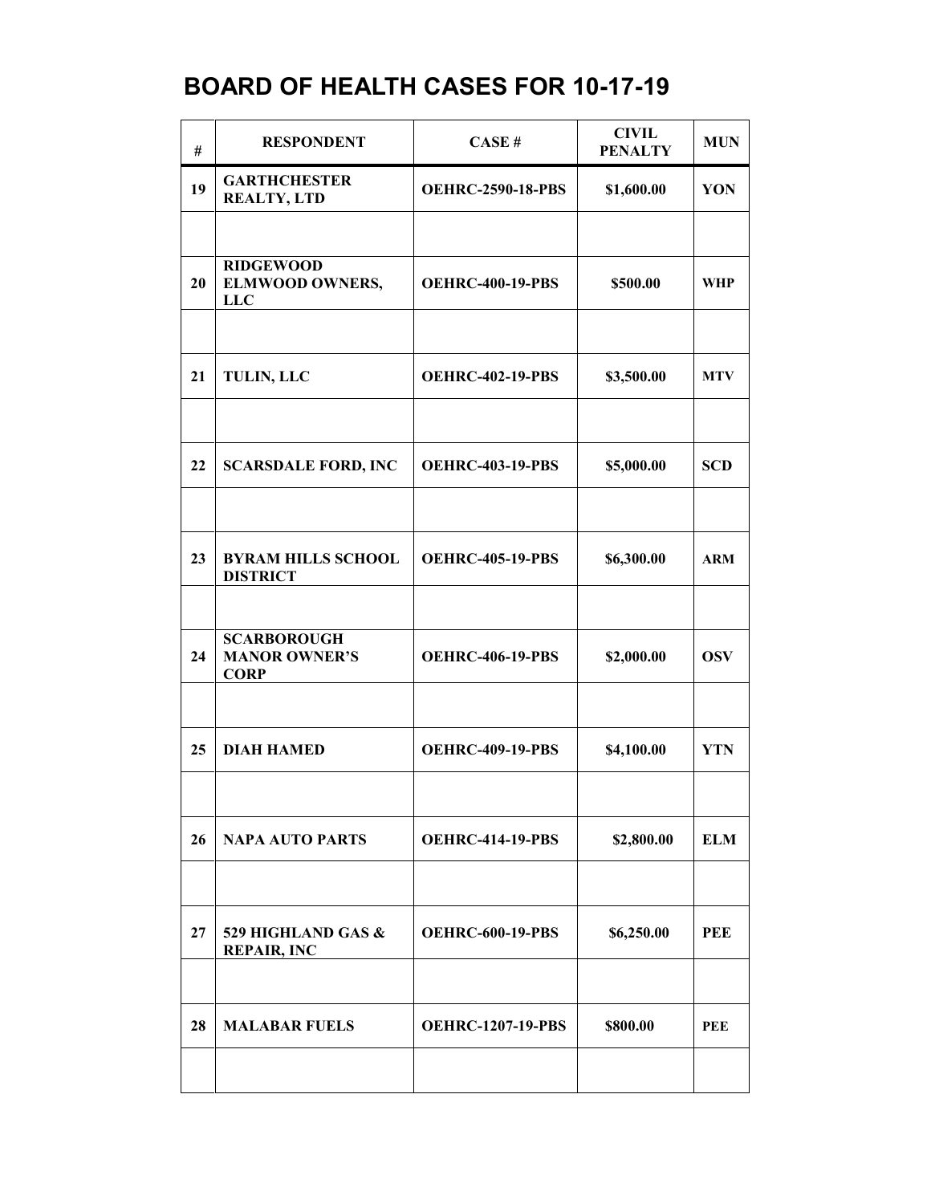# BOARD OF HEALTH CASES FOR 10-17-19

| # | RESPONDENT | CASE # | CIVIL PENALTY | MUN |
|---|---|---|---|---|
| 19 | **GARTHCHESTER REALTY, LTD** | **OEHRC-2590-18-PBS** | **$1,600.00** | **YON** |
| | | | | |
| 20 | **RIDGEWOOD ELMWOOD OWNERS, LLC** | **OEHRC-400-19-PBS** | **$500.00** | **WHP** |
| | | | | |
| 21 | **TULIN, LLC** | **OEHRC-402-19-PBS** | **$3,500.00** | **MTV** |
| | | | | |
| 22 | **SCARSDALE FORD, INC** | **OEHRC-403-19-PBS** | **$5,000.00** | **SCD** |
| | | | | |
| 23 | **BYRAM HILLS SCHOOL DISTRICT** | **OEHRC-405-19-PBS** | **$6,300.00** | **ARM** |
| | | | | |
| 24 | **SCARBOROUGH MANOR OWNER'S CORP** | **OEHRC-406-19-PBS** | **$2,000.00** | **OSV** |
| | | | | |
| 25 | **DIAH HAMED** | **OEHRC-409-19-PBS** | **$4,100.00** | **YTN** |
| | | | | |
| 26 | **NAPA AUTO PARTS** | **OEHRC-414-19-PBS** | **$2,800.00** | **ELM** |
| | | | | |
| 27 | **529 HIGHLAND GAS & REPAIR, INC** | **OEHRC-600-19-PBS** | **$6,250.00** | **PEE** |
| | | | | |
| 28 | **MALABAR FUELS** | **OEHRC-1207-19-PBS** | **$800.00** | **PEE** |
| | | | | |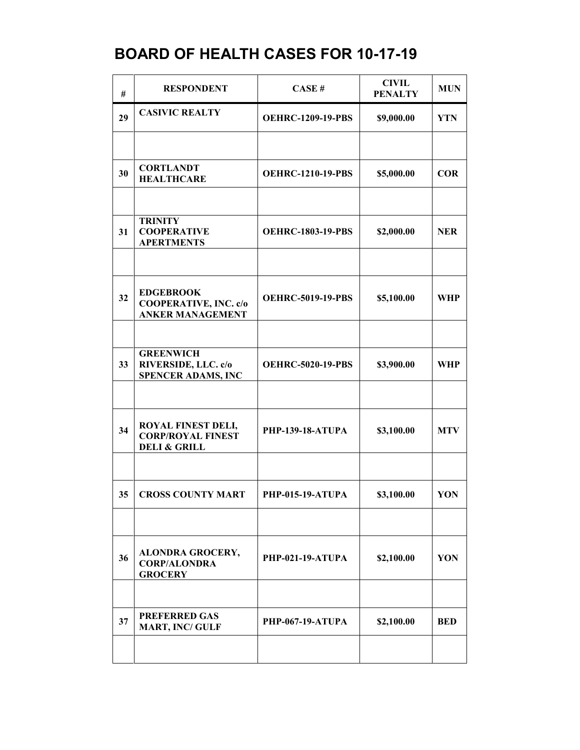# BOARD OF HEALTH CASES FOR 10-17-19

| # | RESPONDENT | CASE # | CIVIL PENALTY | MUN |
|---|---|---|---|---|
| 29 | **CASIVIC REALTY** | **OEHRC-1209-19-PBS** | **$9,000.00** | **YTN** |
| | | | | |
| 30 | **CORTLANDT HEALTHCARE** | **OEHRC-1210-19-PBS** | **$5,000.00** | **COR** |
| | | | | |
| 31 | **TRINITY COOPERATIVE APERTMENTS** | **OEHRC-1803-19-PBS** | **$2,000.00** | **NER** |
| | | | | |
| 32 | **EDGEBROOK COOPERATIVE, INC. c/o ANKER MANAGEMENT** | **OEHRC-5019-19-PBS** | **$5,100.00** | **WHP** |
| | | | | |
| 33 | **GREENWICH RIVERSIDE, LLC. c/o SPENCER ADAMS, INC** | **OEHRC-5020-19-PBS** | **$3,900.00** | **WHP** |
| | | | | |
| 34 | **ROYAL FINEST DELI, CORP/ROYAL FINEST DELI & GRILL** | **PHP-139-18-ATUPA** | **$3,100.00** | **MTV** |
| | | | | |
| 35 | **CROSS COUNTY MART** | **PHP-015-19-ATUPA** | **$3,100.00** | **YON** |
| | | | | |
| 36 | **ALONDRA GROCERY, CORP/ALONDRA GROCERY** | **PHP-021-19-ATUPA** | **$2,100.00** | **YON** |
| | | | | |
| 37 | **PREFERRED GAS MART, INC/ GULF** | **PHP-067-19-ATUPA** | **$2,100.00** | **BED** |
| | | | | |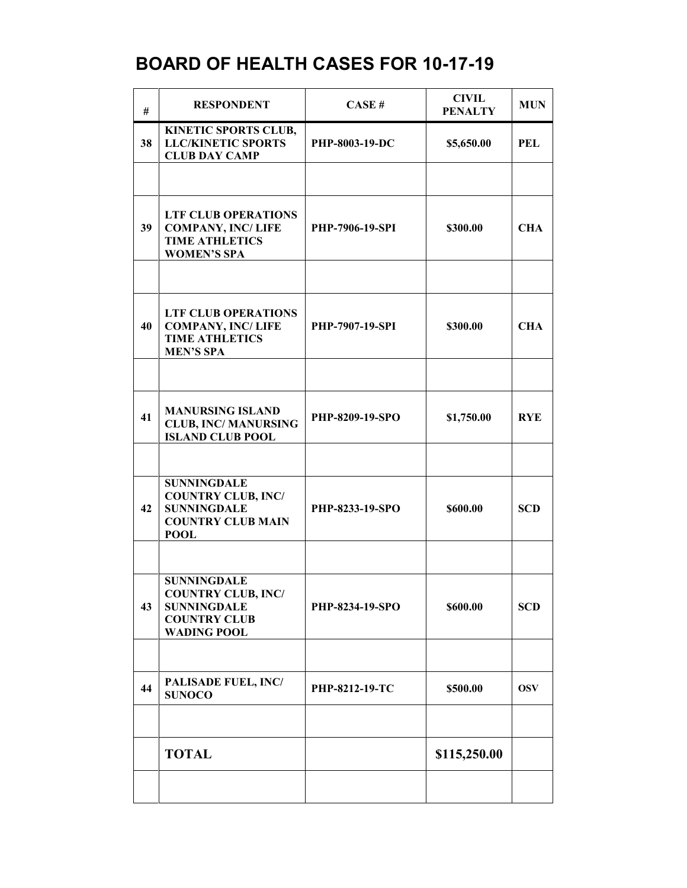# BOARD OF HEALTH CASES FOR 10-17-19

| # | RESPONDENT | CASE # | CIVIL PENALTY | MUN |
|---|---|---|---|---|
| 38 | KINETIC SPORTS CLUB, LLC/KINETIC SPORTS CLUB DAY CAMP | PHP-8003-19-DC | $5,650.00 | PEL |
| | | | | |
| 39 | LTF CLUB OPERATIONS COMPANY, INC/ LIFE TIME ATHLETICS WOMEN'S SPA | PHP-7906-19-SPI | $300.00 | CHA |
| | | | | |
| 40 | LTF CLUB OPERATIONS COMPANY, INC/ LIFE TIME ATHLETICS MEN'S SPA | PHP-7907-19-SPI | $300.00 | CHA |
| | | | | |
| 41 | MANURSING ISLAND CLUB, INC/ MANURSING ISLAND CLUB POOL | PHP-8209-19-SPO | $1,750.00 | RYE |
| | | | | |
| 42 | SUNNINGDALE COUNTRY CLUB, INC/ SUNNINGDALE COUNTRY CLUB MAIN POOL | PHP-8233-19-SPO | $600.00 | SCD |
| | | | | |
| 43 | SUNNINGDALE COUNTRY CLUB, INC/ SUNNINGDALE COUNTRY CLUB WADING POOL | PHP-8234-19-SPO | $600.00 | SCD |
| | | | | |
| 44 | PALISADE FUEL, INC/ SUNOCO | PHP-8212-19-TC | $500.00 | OSV |
| | | | | |
| | **TOTAL** | | **$115,250.00** | |
| | | | | |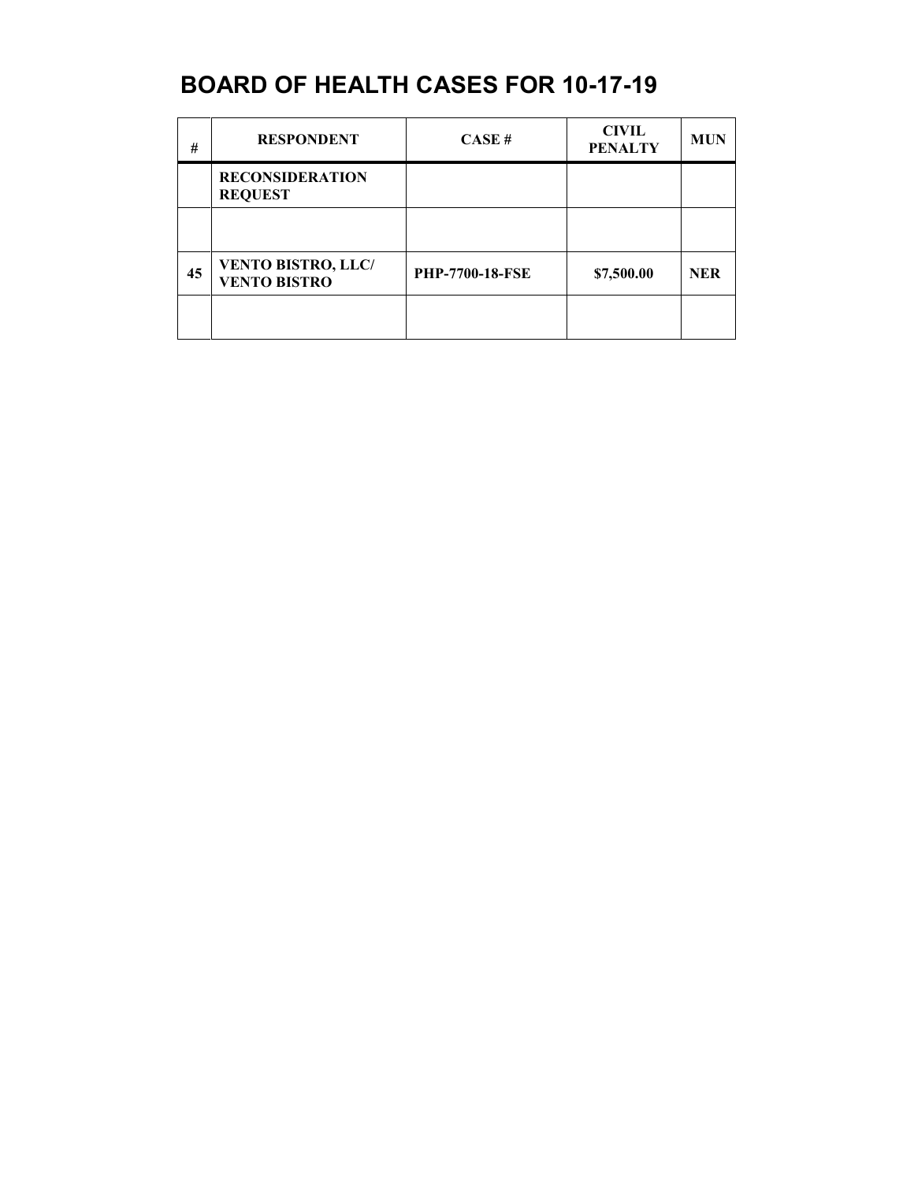# BOARD OF HEALTH CASES FOR 10-17-19

| # | RESPONDENT | CASE # | CIVIL PENALTY | MUN |
|---|---|---|---|---|
| | **RECONSIDERATION REQUEST** | | | |
| | | | | |
| **45** | **VENTO BISTRO, LLC/ VENTO BISTRO** | **PHP-7700-18-FSE** | **$7,500.00** | **NER** |
| | | | | |